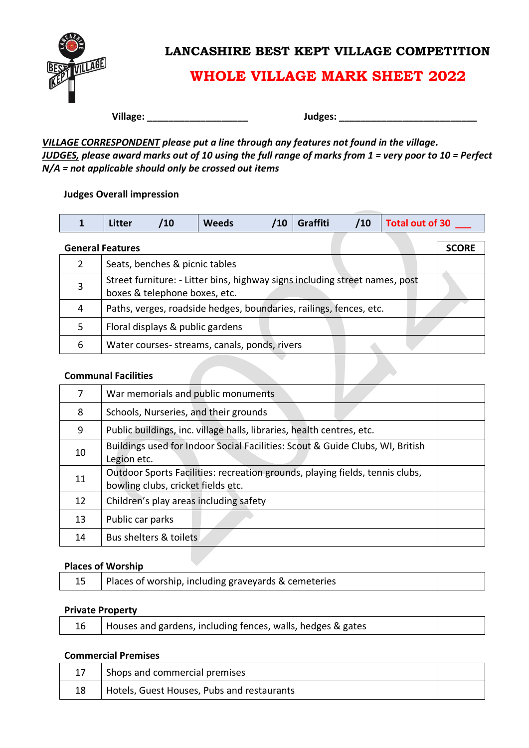# LANCASHIRE BEST KEPT VILLAGE COMPETITION

## WHOLE VILLAGE MARK SHEET 2022

**Village:** ____________________ **Judges:** ___________________________

***VILLAGE CORRESPONDENT** please put a line through any features not found in the village.*
***JUDGES,** please award marks out of 10 using the full range of marks from 1 = very poor to 10 = Perfect*
***N/A = not applicable should only be crossed out items***

**Judges Overall impression**

| 1 | Litter /10 | Weeds /10 | Graffiti /10 | Total out of 30 ___ |
|---|---|---|---|---|

**General Features**

| | | SCORE |
|---|---|---|
| 2 | Seats, benches & picnic tables | |
| 3 | Street furniture: - Litter bins, highway signs including street names, post boxes & telephone boxes, etc. | |
| 4 | Paths, verges, roadside hedges, boundaries, railings, fences, etc. | |
| 5 | Floral displays & public gardens | |
| 6 | Water courses- streams, canals, ponds, rivers | |

**Communal Facilities**

| | | |
|---|---|---|
| 7 | War memorials and public monuments | |
| 8 | Schools, Nurseries, and their grounds | |
| 9 | Public buildings, inc. village halls, libraries, health centres, etc. | |
| 10 | Buildings used for Indoor Social Facilities: Scout & Guide Clubs, WI, British Legion etc. | |
| 11 | Outdoor Sports Facilities: recreation grounds, playing fields, tennis clubs, bowling clubs, cricket fields etc. | |
| 12 | Children's play areas including safety | |
| 13 | Public car parks | |
| 14 | Bus shelters & toilets | |

**Places of Worship**

| | | |
|---|---|---|
| 15 | Places of worship, including graveyards & cemeteries | |

**Private Property**

| | | |
|---|---|---|
| 16 | Houses and gardens, including fences, walls, hedges & gates | |

**Commercial Premises**

| | | |
|---|---|---|
| 17 | Shops and commercial premises | |
| 18 | Hotels, Guest Houses, Pubs and restaurants | |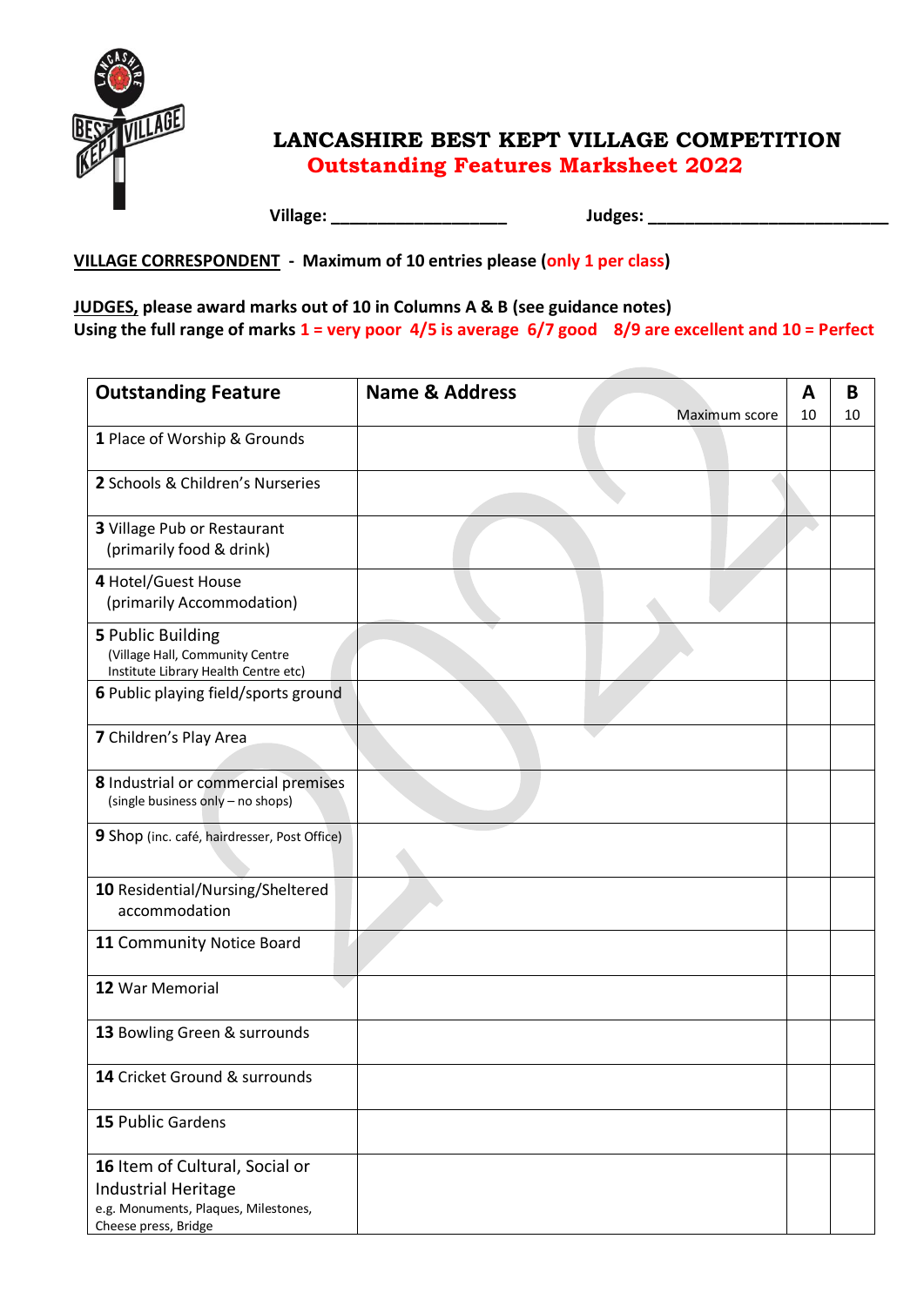# LANCASHIRE BEST KEPT VILLAGE COMPETITION

## Outstanding Features Marksheet 2022

Village: ___________________ Judges: __________________________

**VILLAGE CORRESPONDENT - Maximum of 10 entries please (only 1 per class)**

**JUDGES, please award marks out of 10 in Columns A & B (see guidance notes)**
**Using the full range of marks 1 = very poor 4/5 is average 6/7 good 8/9 are excellent and 10 = Perfect**

| Outstanding Feature | Name & Address | A | B |
|---|---|---|---|
| | Maximum score | 10 | 10 |
| **1** Place of Worship & Grounds | | | |
| **2** Schools & Children's Nurseries | | | |
| **3** Village Pub or Restaurant (primarily food & drink) | | | |
| **4** Hotel/Guest House (primarily Accommodation) | | | |
| **5** Public Building (Village Hall, Community Centre Institute Library Health Centre etc) | | | |
| **6** Public playing field/sports ground | | | |
| **7** Children's Play Area | | | |
| **8** Industrial or commercial premises (single business only – no shops) | | | |
| **9** Shop (inc. café, hairdresser, Post Office) | | | |
| **10** Residential/Nursing/Sheltered accommodation | | | |
| **11** Community Notice Board | | | |
| **12** War Memorial | | | |
| **13** Bowling Green & surrounds | | | |
| **14** Cricket Ground & surrounds | | | |
| **15** Public Gardens | | | |
| **16** Item of Cultural, Social or Industrial Heritage e.g. Monuments, Plaques, Milestones, Cheese press, Bridge | | | |